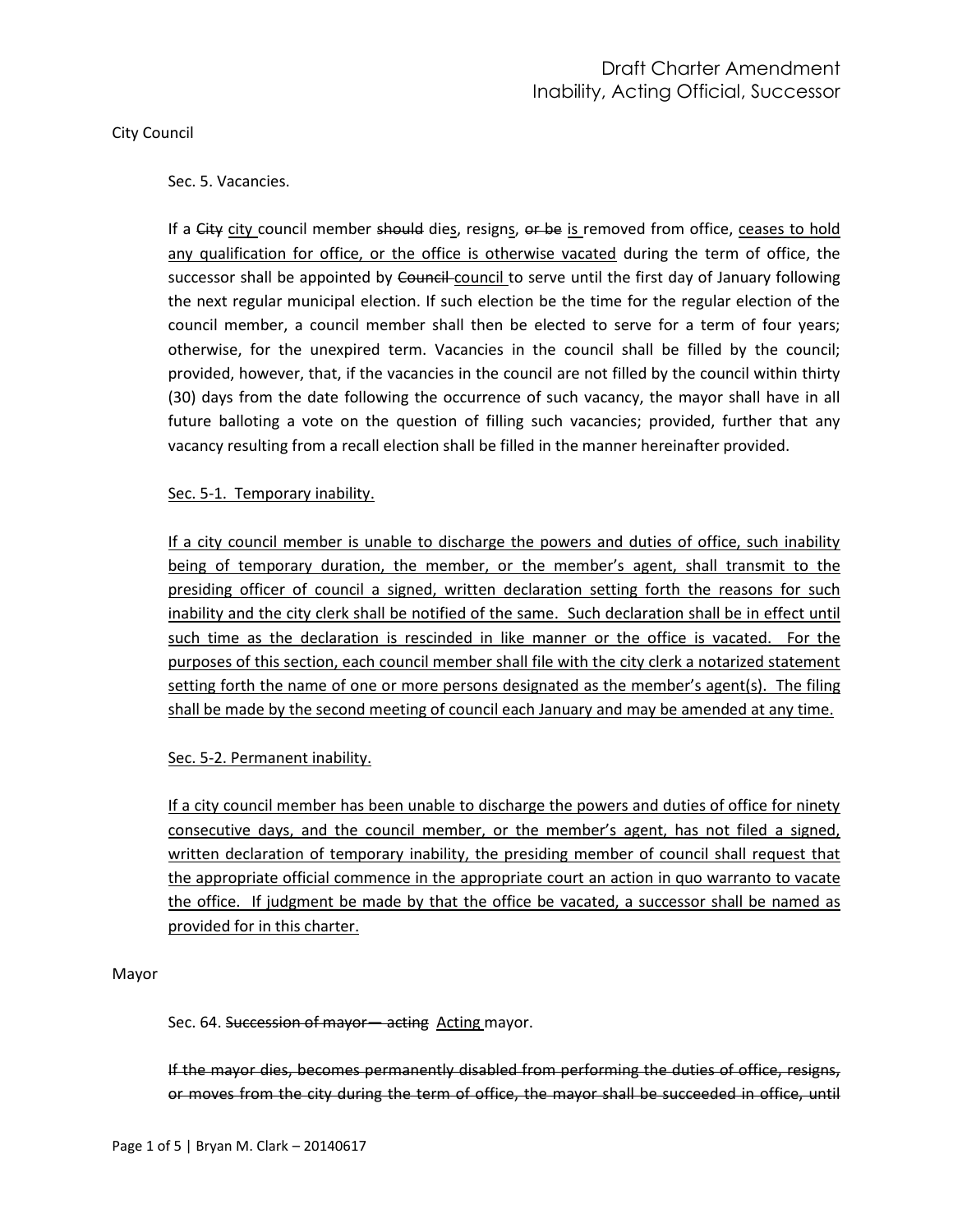City Council

Sec. 5. Vacancies.

If a ~~City~~ <u>city</u> council member ~~should~~ die<u>s</u>, resign<u>s</u>, ~~or be~~ <u>is</u> removed from office, <u>ceases to hold any qualification for office, or the office is otherwise vacated</u> during the term of office, the successor shall be appointed by ~~Council~~ <u>council</u> to serve until the first day of January following the next regular municipal election. If such election be the time for the regular election of the council member, a council member shall then be elected to serve for a term of four years; otherwise, for the unexpired term. Vacancies in the council shall be filled by the council; provided, however, that, if the vacancies in the council are not filled by the council within thirty (30) days from the date following the occurrence of such vacancy, the mayor shall have in all future balloting a vote on the question of filling such vacancies; provided, further that any vacancy resulting from a recall election shall be filled in the manner hereinafter provided.

<u>Sec. 5-1. Temporary inability.</u>

<u>If a city council member is unable to discharge the powers and duties of office, such inability being of temporary duration, the member, or the member's agent, shall transmit to the presiding officer of council a signed, written declaration setting forth the reasons for such inability and the city clerk shall be notified of the same. Such declaration shall be in effect until such time as the declaration is rescinded in like manner or the office is vacated. For the purposes of this section, each council member shall file with the city clerk a notarized statement setting forth the name of one or more persons designated as the member's agent(s). The filing shall be made by the second meeting of council each January and may be amended at any time.</u>

<u>Sec. 5-2. Permanent inability.</u>

<u>If a city council member has been unable to discharge the powers and duties of office for ninety consecutive days, and the council member, or the member's agent, has not filed a signed, written declaration of temporary inability, the presiding member of council shall request that the appropriate official commence in the appropriate court an action in quo warranto to vacate the office. If judgment be made by that the office be vacated, a successor shall be named as provided for in this charter.</u>

Mayor

Sec. 64. ~~Succession of mayor— acting~~ <u>Acting</u> mayor.

~~If the mayor dies, becomes permanently disabled from performing the duties of office, resigns, or moves from the city during the term of office, the mayor shall be succeeded in office, until~~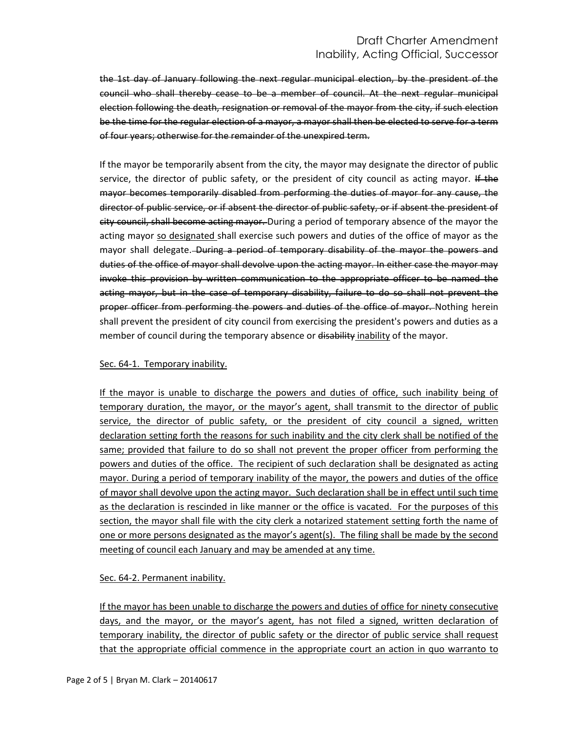~~the 1st day of January following the next regular municipal election, by the president of the council who shall thereby cease to be a member of council. At the next regular municipal election following the death, resignation or removal of the mayor from the city, if such election be the time for the regular election of a mayor, a mayor shall then be elected to serve for a term of four years; otherwise for the remainder of the unexpired term.~~

If the mayor be temporarily absent from the city, the mayor may designate the director of public service, the director of public safety, or the president of city council as acting mayor. ~~If the mayor becomes temporarily disabled from performing the duties of mayor for any cause, the director of public service, or if absent the director of public safety, or if absent the president of city council, shall become acting mayor.~~ During a period of temporary absence of the mayor the acting mayor <u>so designated</u> shall exercise such powers and duties of the office of mayor as the mayor shall delegate. ~~During a period of temporary disability of the mayor the powers and duties of the office of mayor shall devolve upon the acting mayor. In either case the mayor may invoke this provision by written communication to the appropriate officer to be named the acting mayor, but in the case of temporary disability, failure to do so shall not prevent the proper officer from performing the powers and duties of the office of mayor.~~ Nothing herein shall prevent the president of city council from exercising the president's powers and duties as a member of council during the temporary absence or ~~disability~~ <u>inability</u> of the mayor.

<u>Sec. 64-1. Temporary inability.</u>

<u>If the mayor is unable to discharge the powers and duties of office, such inability being of temporary duration, the mayor, or the mayor's agent, shall transmit to the director of public service, the director of public safety, or the president of city council a signed, written declaration setting forth the reasons for such inability and the city clerk shall be notified of the same; provided that failure to do so shall not prevent the proper officer from performing the powers and duties of the office. The recipient of such declaration shall be designated as acting mayor. During a period of temporary inability of the mayor, the powers and duties of the office of mayor shall devolve upon the acting mayor. Such declaration shall be in effect until such time as the declaration is rescinded in like manner or the office is vacated. For the purposes of this section, the mayor shall file with the city clerk a notarized statement setting forth the name of one or more persons designated as the mayor's agent(s). The filing shall be made by the second meeting of council each January and may be amended at any time.</u>

<u>Sec. 64-2. Permanent inability.</u>

<u>If the mayor has been unable to discharge the powers and duties of office for ninety consecutive days, and the mayor, or the mayor's agent, has not filed a signed, written declaration of temporary inability, the director of public safety or the director of public service shall request that the appropriate official commence in the appropriate court an action in quo warranto to</u>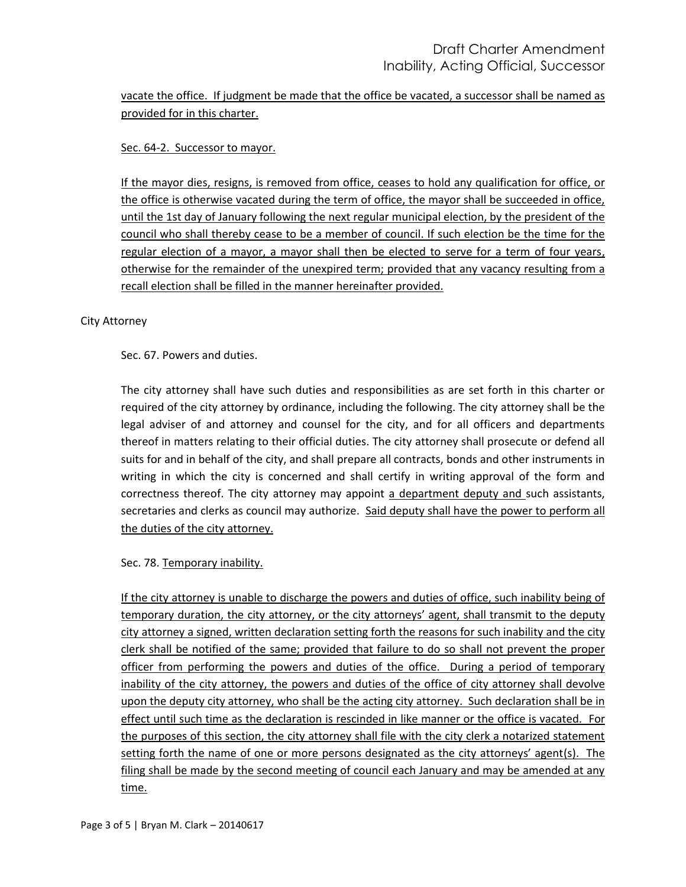<u>vacate the office. If judgment be made that the office be vacated, a successor shall be named as provided for in this charter.</u>

<u>Sec. 64-2. Successor to mayor.</u>

<u>If the mayor dies, resigns, is removed from office, ceases to hold any qualification for office, or the office is otherwise vacated during the term of office, the mayor shall be succeeded in office, until the 1st day of January following the next regular municipal election, by the president of the council who shall thereby cease to be a member of council. If such election be the time for the regular election of a mayor, a mayor shall then be elected to serve for a term of four years, otherwise for the remainder of the unexpired term; provided that any vacancy resulting from a recall election shall be filled in the manner hereinafter provided.</u>

City Attorney

Sec. 67. Powers and duties.

The city attorney shall have such duties and responsibilities as are set forth in this charter or required of the city attorney by ordinance, including the following. The city attorney shall be the legal adviser of and attorney and counsel for the city, and for all officers and departments thereof in matters relating to their official duties. The city attorney shall prosecute or defend all suits for and in behalf of the city, and shall prepare all contracts, bonds and other instruments in writing in which the city is concerned and shall certify in writing approval of the form and correctness thereof. The city attorney may appoint <u>a department deputy and</u> such assistants, secretaries and clerks as council may authorize. <u>Said deputy shall have the power to perform all the duties of the city attorney.</u>

Sec. 78. <u>Temporary inability.</u>

<u>If the city attorney is unable to discharge the powers and duties of office, such inability being of temporary duration, the city attorney, or the city attorneys' agent, shall transmit to the deputy city attorney a signed, written declaration setting forth the reasons for such inability and the city clerk shall be notified of the same; provided that failure to do so shall not prevent the proper officer from performing the powers and duties of the office. During a period of temporary inability of the city attorney, the powers and duties of the office of city attorney shall devolve upon the deputy city attorney, who shall be the acting city attorney. Such declaration shall be in effect until such time as the declaration is rescinded in like manner or the office is vacated. For the purposes of this section, the city attorney shall file with the city clerk a notarized statement setting forth the name of one or more persons designated as the city attorneys' agent(s). The filing shall be made by the second meeting of council each January and may be amended at any time.</u>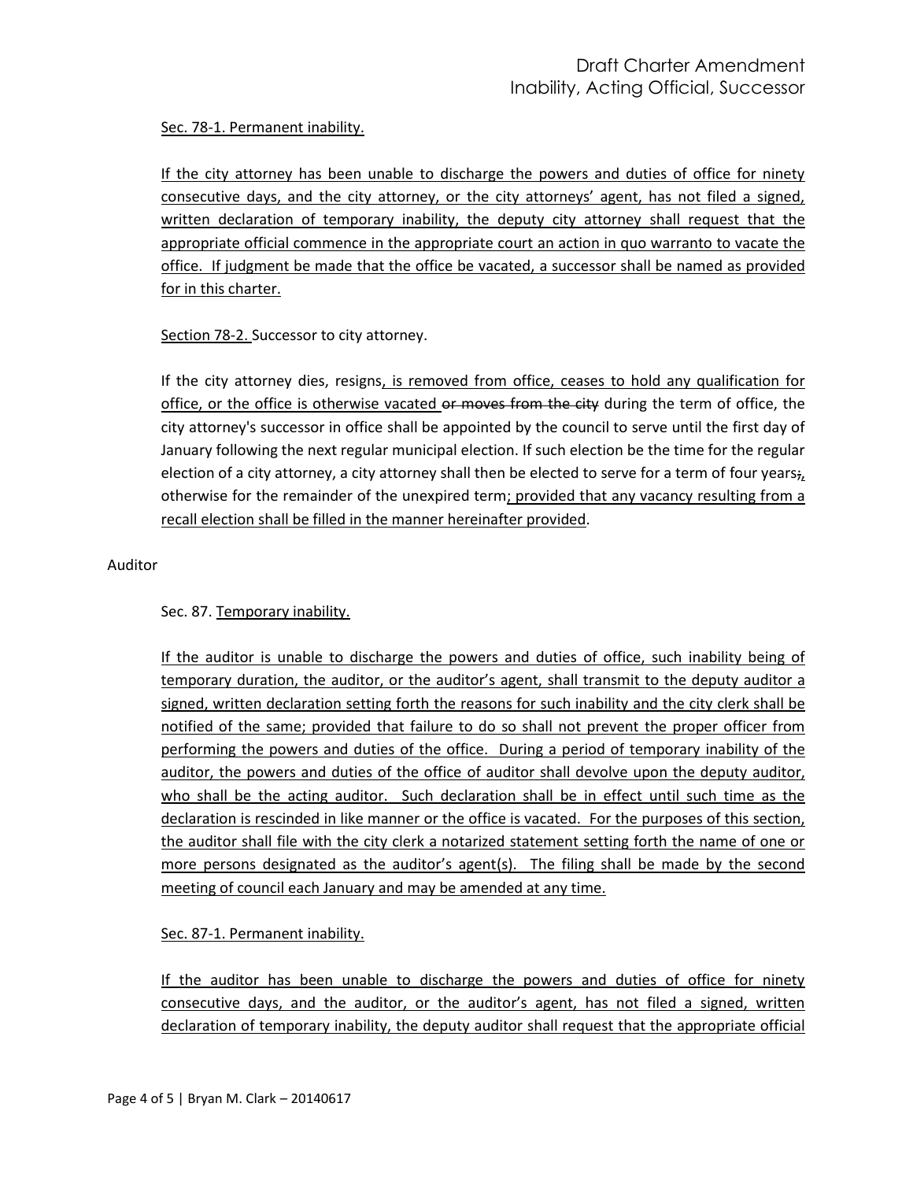Sec. 78-1. Permanent inability.

If the city attorney has been unable to discharge the powers and duties of office for ninety consecutive days, and the city attorney, or the city attorneys' agent, has not filed a signed, written declaration of temporary inability, the deputy city attorney shall request that the appropriate official commence in the appropriate court an action in quo warranto to vacate the office. If judgment be made that the office be vacated, a successor shall be named as provided for in this charter.

Section 78-2. Successor to city attorney.

If the city attorney dies, resigns, is removed from office, ceases to hold any qualification for office, or the office is otherwise vacated ~~or moves from the city~~ during the term of office, the city attorney's successor in office shall be appointed by the council to serve until the first day of January following the next regular municipal election. If such election be the time for the regular election of a city attorney, a city attorney shall then be elected to serve for a term of four years~~;~~, otherwise for the remainder of the unexpired term; provided that any vacancy resulting from a recall election shall be filled in the manner hereinafter provided.

Auditor

Sec. 87. Temporary inability.

If the auditor is unable to discharge the powers and duties of office, such inability being of temporary duration, the auditor, or the auditor's agent, shall transmit to the deputy auditor a signed, written declaration setting forth the reasons for such inability and the city clerk shall be notified of the same; provided that failure to do so shall not prevent the proper officer from performing the powers and duties of the office. During a period of temporary inability of the auditor, the powers and duties of the office of auditor shall devolve upon the deputy auditor, who shall be the acting auditor. Such declaration shall be in effect until such time as the declaration is rescinded in like manner or the office is vacated. For the purposes of this section, the auditor shall file with the city clerk a notarized statement setting forth the name of one or more persons designated as the auditor's agent(s). The filing shall be made by the second meeting of council each January and may be amended at any time.

Sec. 87-1. Permanent inability.

If the auditor has been unable to discharge the powers and duties of office for ninety consecutive days, and the auditor, or the auditor's agent, has not filed a signed, written declaration of temporary inability, the deputy auditor shall request that the appropriate official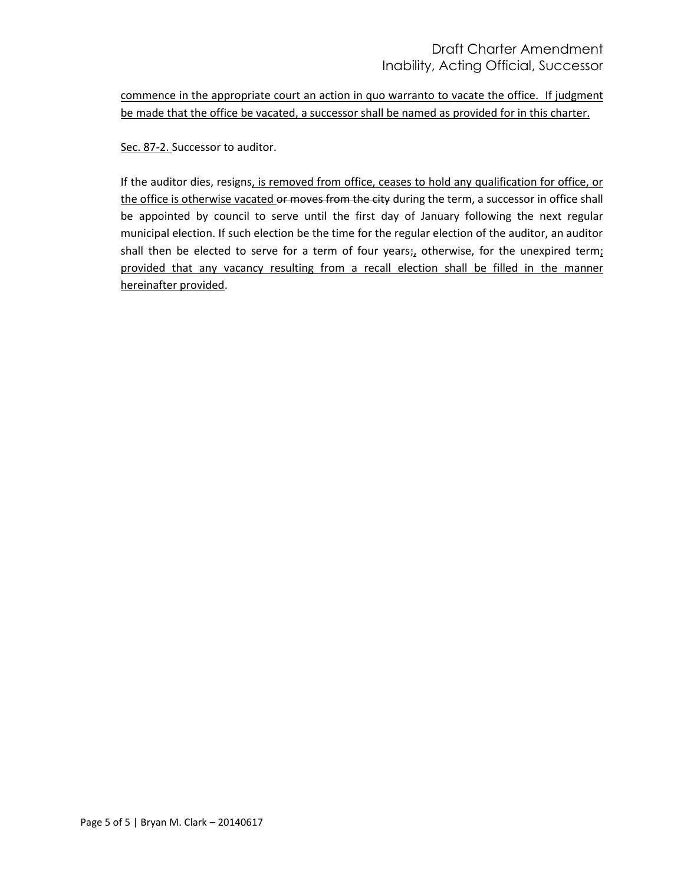commence in the appropriate court an action in quo warranto to vacate the office. If judgment be made that the office be vacated, a successor shall be named as provided for in this charter.

Sec. 87-2. Successor to auditor.

If the auditor dies, resigns, is removed from office, ceases to hold any qualification for office, or the office is otherwise vacated ~~or moves from the city~~ during the term, a successor in office shall be appointed by council to serve until the first day of January following the next regular municipal election. If such election be the time for the regular election of the auditor, an auditor shall then be elected to serve for a term of four years~~;~~, otherwise, for the unexpired term; provided that any vacancy resulting from a recall election shall be filled in the manner hereinafter provided.